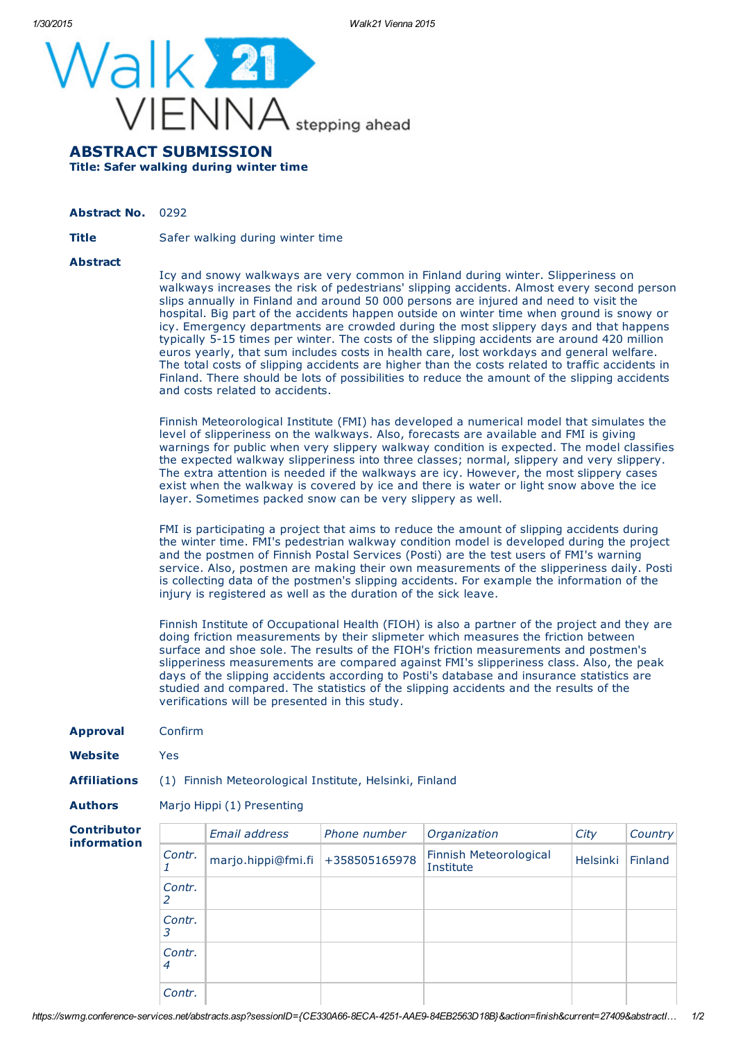# ABSTRACT SUBMISSION

**Title: Safer walking during winter time**

**Abstract No.** 0292

**Title** Safer walking during winter time

**Abstract**

Icy and snowy walkways are very common in Finland during winter. Slipperiness on walkways increases the risk of pedestrians' slipping accidents. Almost every second person slips annually in Finland and around 50 000 persons are injured and need to visit the hospital. Big part of the accidents happen outside on winter time when ground is snowy or icy. Emergency departments are crowded during the most slippery days and that happens typically 5-15 times per winter. The costs of the slipping accidents are around 420 million euros yearly, that sum includes costs in health care, lost workdays and general welfare. The total costs of slipping accidents are higher than the costs related to traffic accidents in Finland. There should be lots of possibilities to reduce the amount of the slipping accidents and costs related to accidents.

Finnish Meteorological Institute (FMI) has developed a numerical model that simulates the level of slipperiness on the walkways. Also, forecasts are available and FMI is giving warnings for public when very slippery walkway condition is expected. The model classifies the expected walkway slipperiness into three classes; normal, slippery and very slippery. The extra attention is needed if the walkways are icy. However, the most slippery cases exist when the walkway is covered by ice and there is water or light snow above the ice layer. Sometimes packed snow can be very slippery as well.

FMI is participating a project that aims to reduce the amount of slipping accidents during the winter time. FMI's pedestrian walkway condition model is developed during the project and the postmen of Finnish Postal Services (Posti) are the test users of FMI's warning service. Also, postmen are making their own measurements of the slipperiness daily. Posti is collecting data of the postmen's slipping accidents. For example the information of the injury is registered as well as the duration of the sick leave.

Finnish Institute of Occupational Health (FIOH) is also a partner of the project and they are doing friction measurements by their slipmeter which measures the friction between surface and shoe sole. The results of the FIOH's friction measurements and postmen's slipperiness measurements are compared against FMI's slipperiness class. Also, the peak days of the slipping accidents according to Posti's database and insurance statistics are studied and compared. The statistics of the slipping accidents and the results of the verifications will be presented in this study.

**Approval** Confirm

**Website** Yes

**Affiliations** (1) Finnish Meteorological Institute, Helsinki, Finland

**Authors** Marjo Hippi (1) Presenting

**Contributor information**

| | *Email address* | *Phone number* | *Organization* | *City* | *Country* |
|---|---|---|---|---|---|
| *Contr. 1* | marjo.hippi@fmi.fi | +358505165978 | Finnish Meteorological Institute | Helsinki | Finland |
| *Contr. 2* | | | | | |
| *Contr. 3* | | | | | |
| *Contr. 4* | | | | | |
| *Contr.* | | | | | |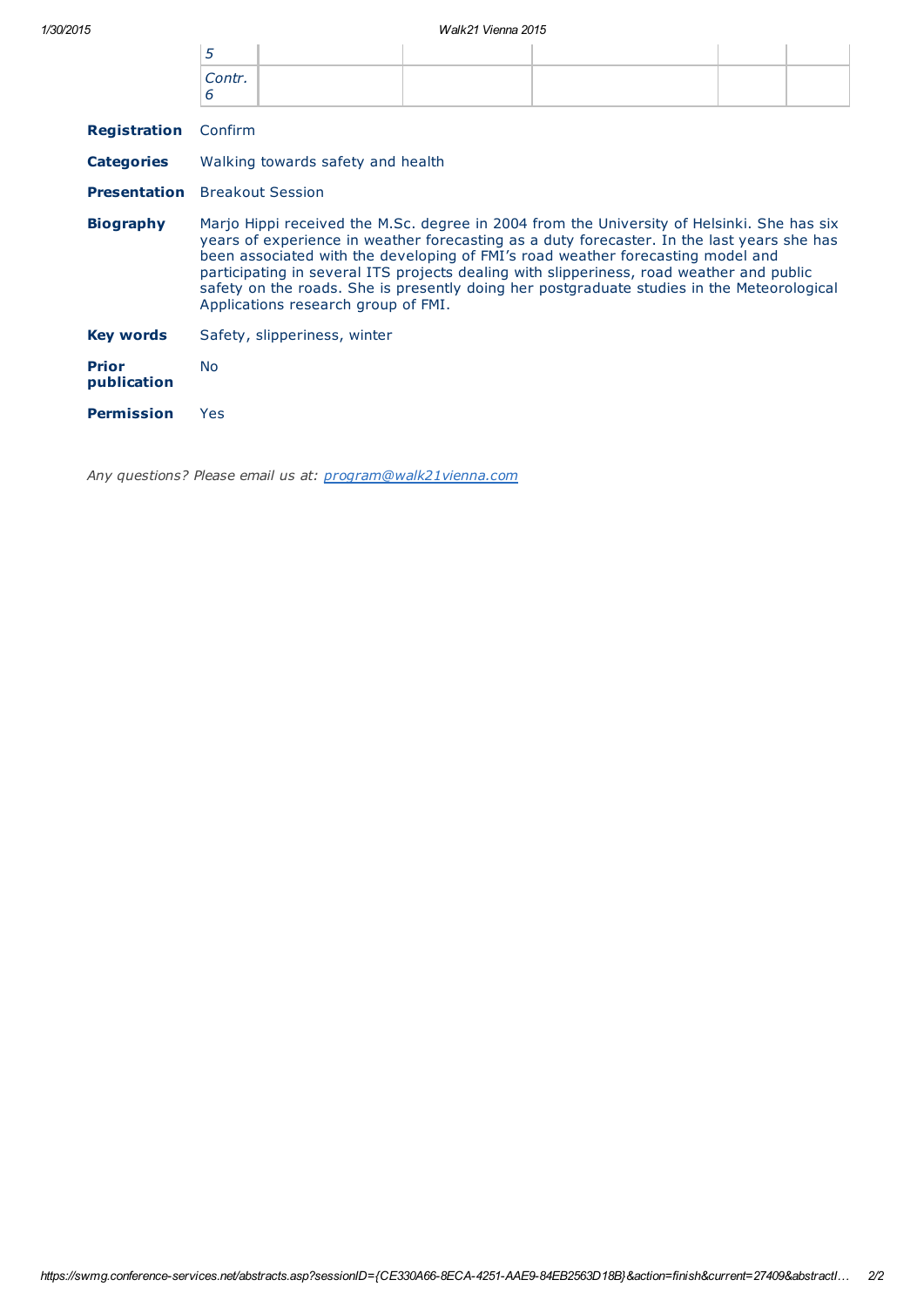| | | | | | |
|---|---|---|---|---|---|
| *5* | | | | | |
| *Contr. 6* | | | | | |

| | |
|---|---|
| **Registration** | Confirm |
| **Categories** | Walking towards safety and health |
| **Presentation** | Breakout Session |
| **Biography** | Marjo Hippi received the M.Sc. degree in 2004 from the University of Helsinki. She has six years of experience in weather forecasting as a duty forecaster. In the last years she has been associated with the developing of FMI's road weather forecasting model and participating in several ITS projects dealing with slipperiness, road weather and public safety on the roads. She is presently doing her postgraduate studies in the Meteorological Applications research group of FMI. |
| **Key words** | Safety, slipperiness, winter |
| **Prior publication** | No |
| **Permission** | Yes |

*Any questions? Please email us at: program@walk21vienna.com*